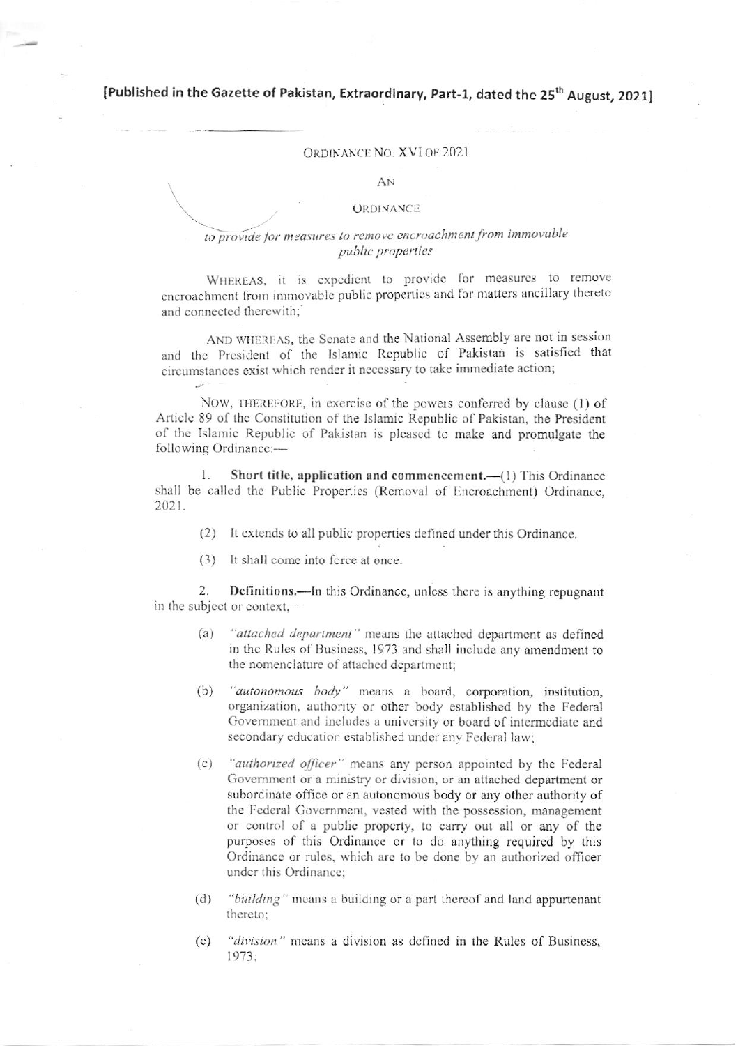**[Published in the Gazette of Pakistan, Extraordinary, Part-1, dated the 25th August, 2021]**

ORDINANCE NO. XVI OF 2021

AN

ORDINANCE

*to provide for measures to remove encroachment from immovable public properties*

WHEREAS, it is expedient to provide for measures to remove encroachment from immovable public properties and for matters ancillary thereto and connected therewith;

AND WHEREAS, the Senate and the National Assembly are not in session and the President of the Islamic Republic of Pakistan is satisfied that circumstances exist which render it necessary to take immediate action;

NOW, THEREFORE, in exercise of the powers conferred by clause (1) of Article 89 of the Constitution of the Islamic Republic of Pakistan, the President of the Islamic Republic of Pakistan is pleased to make and promulgate the following Ordinance:—

1. **Short title, application and commencement.**—(1) This Ordinance shall be called the Public Properties (Removal of Encroachment) Ordinance, 2021.

(2) It extends to all public properties defined under this Ordinance.

(3) It shall come into force at once.

2. **Definitions.**—In this Ordinance, unless there is anything repugnant in the subject or context,—

(a) *"attached department"* means the attached department as defined in the Rules of Business, 1973 and shall include any amendment to the nomenclature of attached department;

(b) *"autonomous body"* means a board, corporation, institution, organization, authority or other body established by the Federal Government and includes a university or board of intermediate and secondary education established under any Federal law;

(c) *"authorized officer"* means any person appointed by the Federal Government or a ministry or division, or an attached department or subordinate office or an autonomous body or any other authority of the Federal Government, vested with the possession, management or control of a public property, to carry out all or any of the purposes of this Ordinance or to do anything required by this Ordinance or rules, which are to be done by an authorized officer under this Ordinance;

(d) *"building"* means a building or a part thereof and land appurtenant thereto;

(e) *"division"* means a division as defined in the Rules of Business, 1973;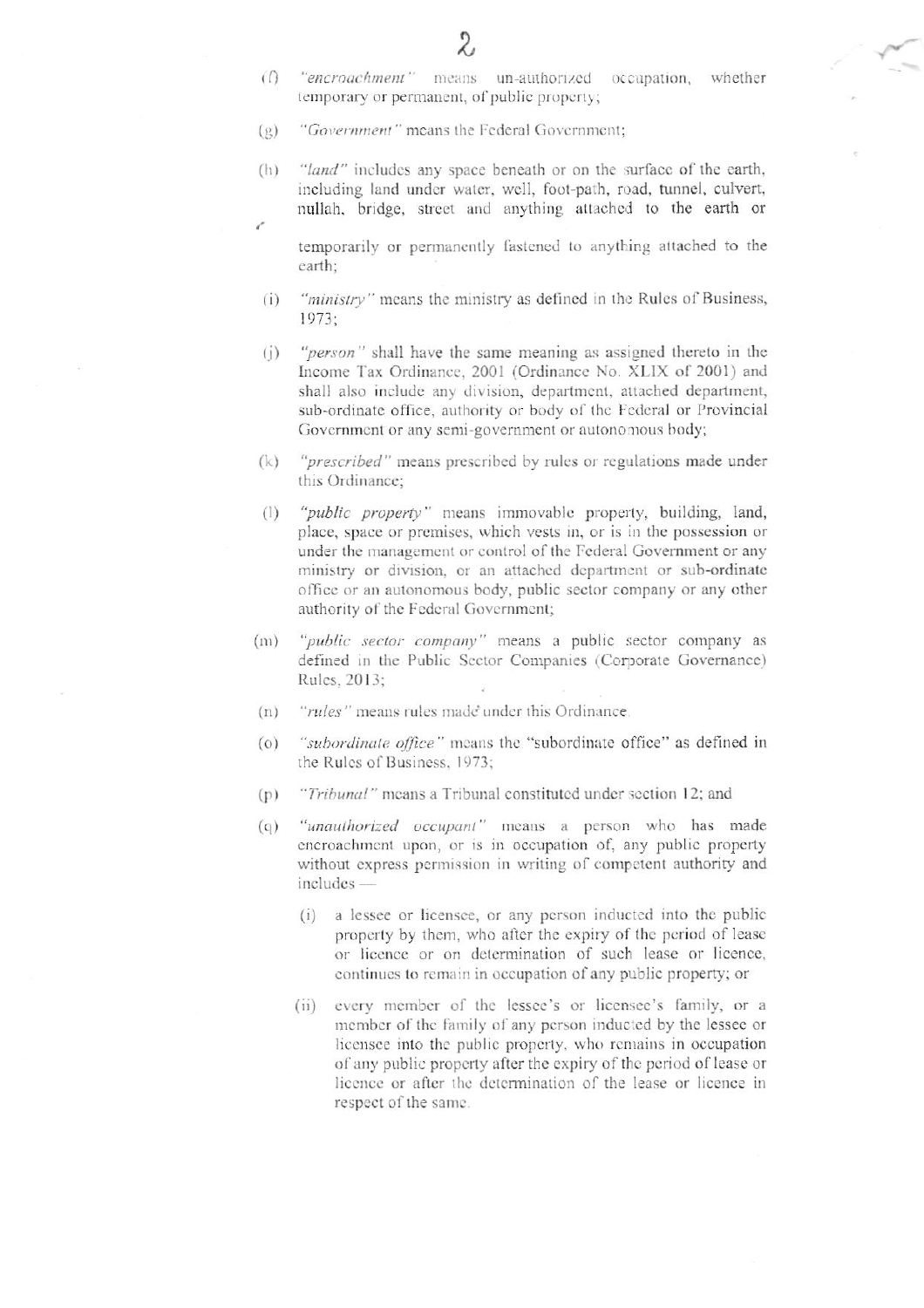(f) *"encroachment"* means un-authorized occupation, whether temporary or permanent, of public property;

(g) *"Government"* means the Federal Government;

(h) *"land"* includes any space beneath or on the surface of the earth, including land under water, well, foot-path, road, tunnel, culvert, nullah, bridge, street and anything attached to the earth or temporarily or permanently fastened to anything attached to the earth;

(i) *"ministry"* means the ministry as defined in the Rules of Business, 1973;

(j) *"person"* shall have the same meaning as assigned thereto in the Income Tax Ordinance, 2001 (Ordinance No. XLIX of 2001) and shall also include any division, department, attached department, sub-ordinate office, authority or body of the Federal or Provincial Government or any semi-government or autonomous body;

(k) *"prescribed"* means prescribed by rules or regulations made under this Ordinance;

(l) *"public property"* means immovable property, building, land, place, space or premises, which vests in, or is in the possession or under the management or control of the Federal Government or any ministry or division, or an attached department or sub-ordinate office or an autonomous body, public sector company or any other authority of the Federal Government;

(m) *"public sector company"* means a public sector company as defined in the Public Sector Companies (Corporate Governance) Rules, 2013;

(n) *"rules"* means rules made under this Ordinance.

(o) *"subordinate office"* means the "subordinate office" as defined in the Rules of Business, 1973;

(p) *"Tribunal"* means a Tribunal constituted under section 12; and

(q) *"unauthorized occupant"* means a person who has made encroachment upon, or is in occupation of, any public property without express permission in writing of competent authority and includes —

  (i) a lessee or licensee, or any person inducted into the public property by them, who after the expiry of the period of lease or licence or on determination of such lease or licence, continues to remain in occupation of any public property; or

  (ii) every member of the lessee's or licensee's family, or a member of the family of any person inducted by the lessee or licensee into the public property, who remains in occupation of any public property after the expiry of the period of lease or licence or after the determination of the lease or licence in respect of the same.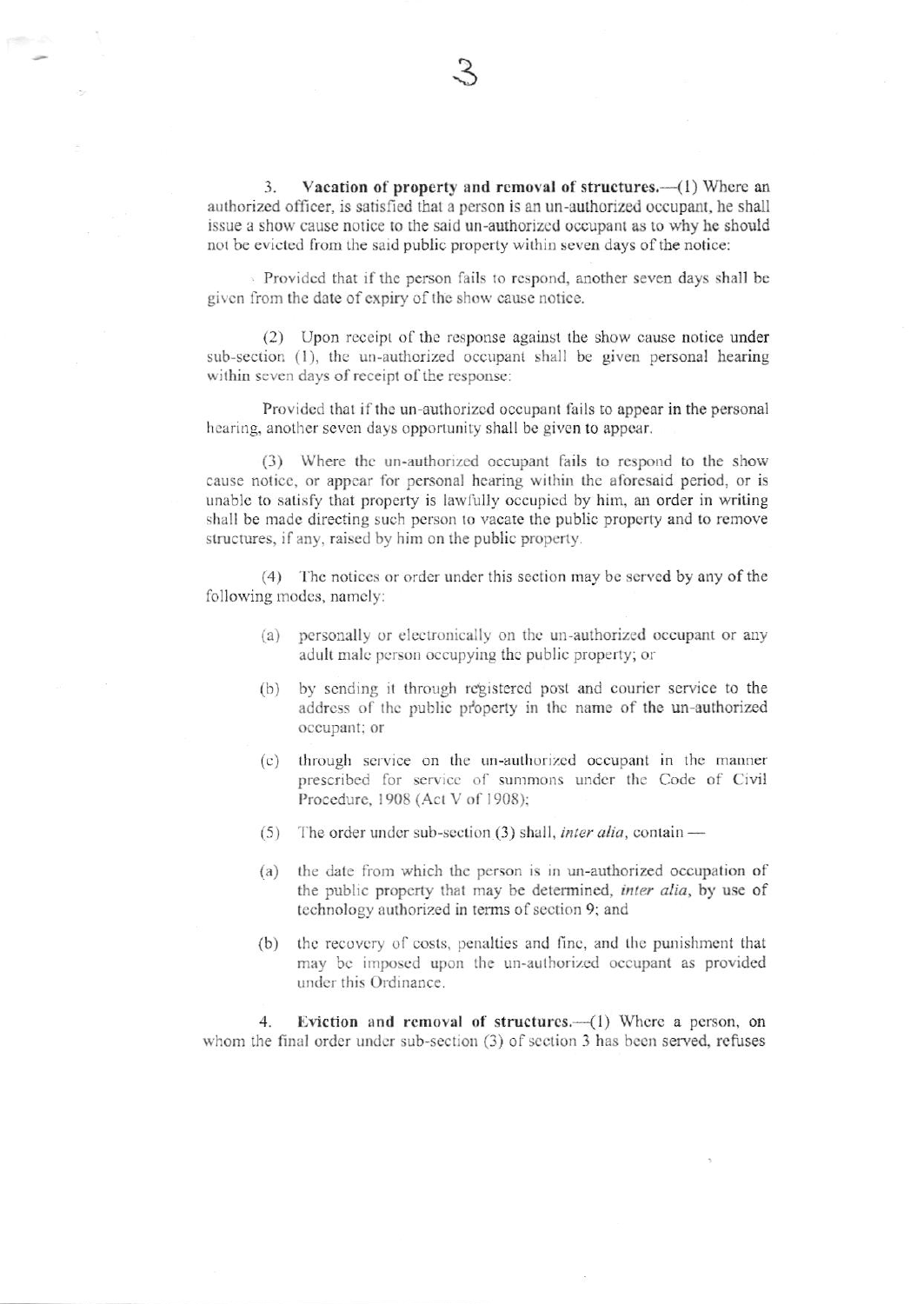3. **Vacation of property and removal of structures.**—(1) Where an authorized officer, is satisfied that a person is an un-authorized occupant, he shall issue a show cause notice to the said un-authorized occupant as to why he should not be evicted from the said public property within seven days of the notice:

Provided that if the person fails to respond, another seven days shall be given from the date of expiry of the show cause notice.

(2) Upon receipt of the response against the show cause notice under sub-section (1), the un-authorized occupant shall be given personal hearing within seven days of receipt of the response:

Provided that if the un-authorized occupant fails to appear in the personal hearing, another seven days opportunity shall be given to appear.

(3) Where the un-authorized occupant fails to respond to the show cause notice, or appear for personal hearing within the aforesaid period, or is unable to satisfy that property is lawfully occupied by him, an order in writing shall be made directing such person to vacate the public property and to remove structures, if any, raised by him on the public property.

(4) The notices or order under this section may be served by any of the following modes, namely:

(a) personally or electronically on the un-authorized occupant or any adult male person occupying the public property; or

(b) by sending it through registered post and courier service to the address of the public property in the name of the un-authorized occupant; or

(c) through service on the un-authorized occupant in the manner prescribed for service of summons under the Code of Civil Procedure, 1908 (Act V of 1908);

(5) The order under sub-section (3) shall, *inter alia*, contain —

(a) the date from which the person is in un-authorized occupation of the public property that may be determined, *inter alia*, by use of technology authorized in terms of section 9; and

(b) the recovery of costs, penalties and fine, and the punishment that may be imposed upon the un-authorized occupant as provided under this Ordinance.

4. **Eviction and removal of structures.**—(1) Where a person, on whom the final order under sub-section (3) of section 3 has been served, refuses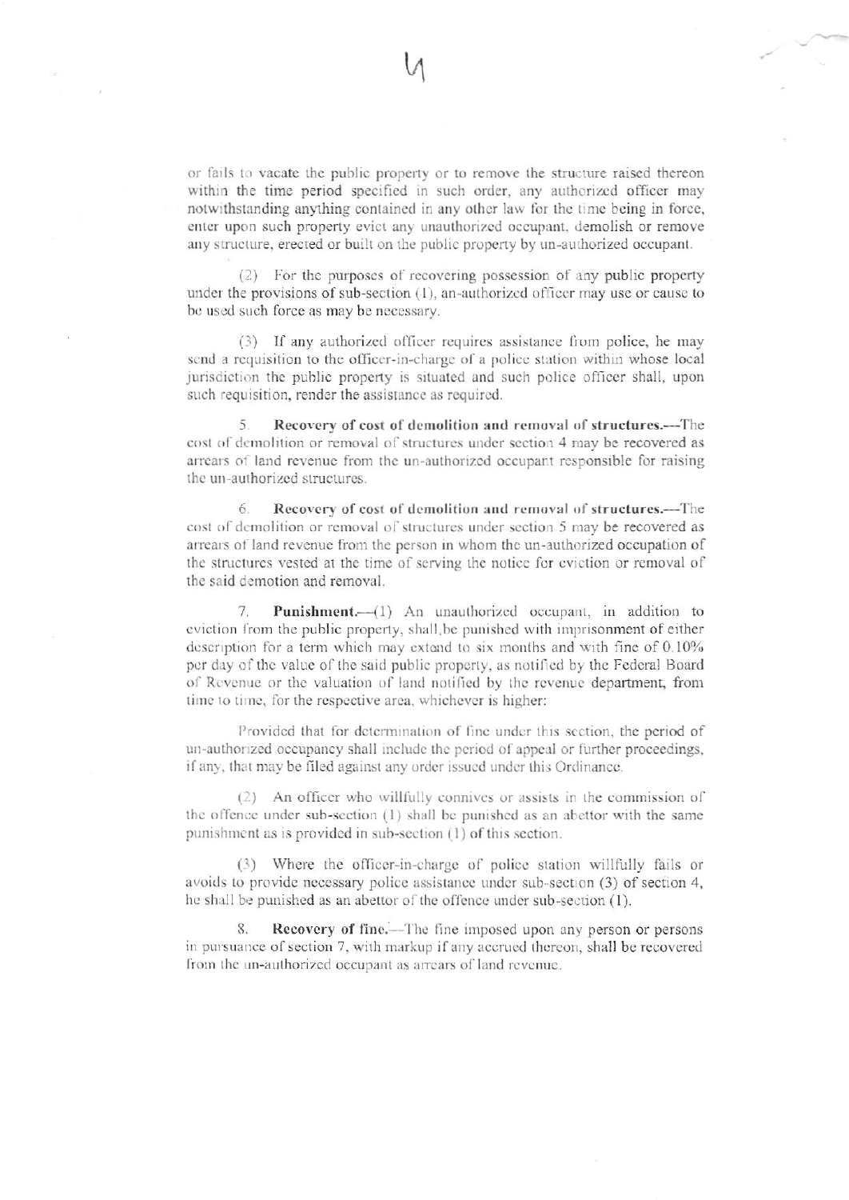or fails to vacate the public property or to remove the structure raised thereon within the time period specified in such order, any authorized officer may notwithstanding anything contained in any other law for the time being in force, enter upon such property evict any unauthorized occupant, demolish or remove any structure, erected or built on the public property by un-authorized occupant.

(2) For the purposes of recovering possession of any public property under the provisions of sub-section (1), an-authorized officer may use or cause to be used such force as may be necessary.

(3) If any authorized officer requires assistance from police, he may send a requisition to the officer-in-charge of a police station within whose local jurisdiction the public property is situated and such police officer shall, upon such requisition, render the assistance as required.

5. **Recovery of cost of demolition and removal of structures.**—The cost of demolition or removal of structures under section 4 may be recovered as arrears of land revenue from the un-authorized occupant responsible for raising the un-authorized structures.

6. **Recovery of cost of demolition and removal of structures.**—The cost of demolition or removal of structures under section 5 may be recovered as arrears of land revenue from the person in whom the un-authorized occupation of the structures vested at the time of serving the notice for eviction or removal of the said demotion and removal.

7. **Punishment.**—(1) An unauthorized occupant, in addition to eviction from the public property, shall be punished with imprisonment of either description for a term which may extend to six months and with fine of 0.10% per day of the value of the said public property, as notified by the Federal Board of Revenue or the valuation of land notified by the revenue department, from time to time, for the respective area, whichever is higher:

Provided that for determination of fine under this section, the period of un-authorized occupancy shall include the period of appeal or further proceedings, if any, that may be filed against any order issued under this Ordinance.

(2) An officer who willfully connives or assists in the commission of the offence under sub-section (1) shall be punished as an abettor with the same punishment as is provided in sub-section (1) of this section.

(3) Where the officer-in-charge of police station willfully fails or avoids to provide necessary police assistance under sub-section (3) of section 4, he shall be punished as an abettor of the offence under sub-section (1).

8. **Recovery of fine.**—The fine imposed upon any person or persons in pursuance of section 7, with markup if any accrued thereon, shall be recovered from the un-authorized occupant as arrears of land revenue.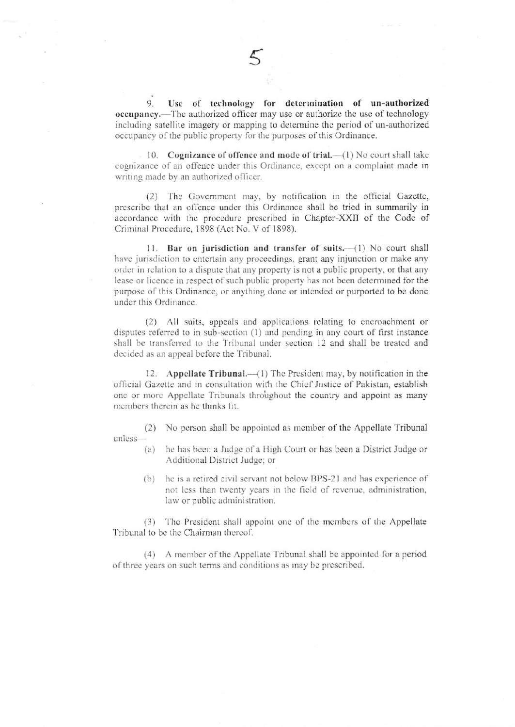9. **Use of technology for determination of un-authorized occupancy.**—The authorized officer may use or authorize the use of technology including satellite imagery or mapping to determine the period of un-authorized occupancy of the public property for the purposes of this Ordinance.

10. **Cognizance of offence and mode of trial.**—(1) No court shall take cognizance of an offence under this Ordinance, except on a complaint made in writing made by an authorized officer.

(2) The Government may, by notification in the official Gazette, prescribe that an offence under this Ordinance shall be tried in summarily in accordance with the procedure prescribed in Chapter-XXII of the Code of Criminal Procedure, 1898 (Act No. V of 1898).

11. **Bar on jurisdiction and transfer of suits.**—(1) No court shall have jurisdiction to entertain any proceedings, grant any injunction or make any order in relation to a dispute that any property is not a public property, or that any lease or licence in respect of such public property has not been determined for the purpose of this Ordinance, or anything done or intended or purported to be done under this Ordinance.

(2) All suits, appeals and applications relating to encroachment or disputes referred to in sub-section (1) and pending in any court of first instance shall be transferred to the Tribunal under section 12 and shall be treated and decided as an appeal before the Tribunal.

12. **Appellate Tribunal.**—(1) The President may, by notification in the official Gazette and in consultation with the Chief Justice of Pakistan, establish one or more Appellate Tribunals throughout the country and appoint as many members therein as he thinks fit.

(2) No person shall be appointed as member of the Appellate Tribunal unless—

(a) he has been a Judge of a High Court or has been a District Judge or Additional District Judge; or

(b) he is a retired civil servant not below BPS-21 and has experience of not less than twenty years in the field of revenue, administration, law or public administration.

(3) The President shall appoint one of the members of the Appellate Tribunal to be the Chairman thereof.

(4) A member of the Appellate Tribunal shall be appointed for a period of three years on such terms and conditions as may be prescribed.